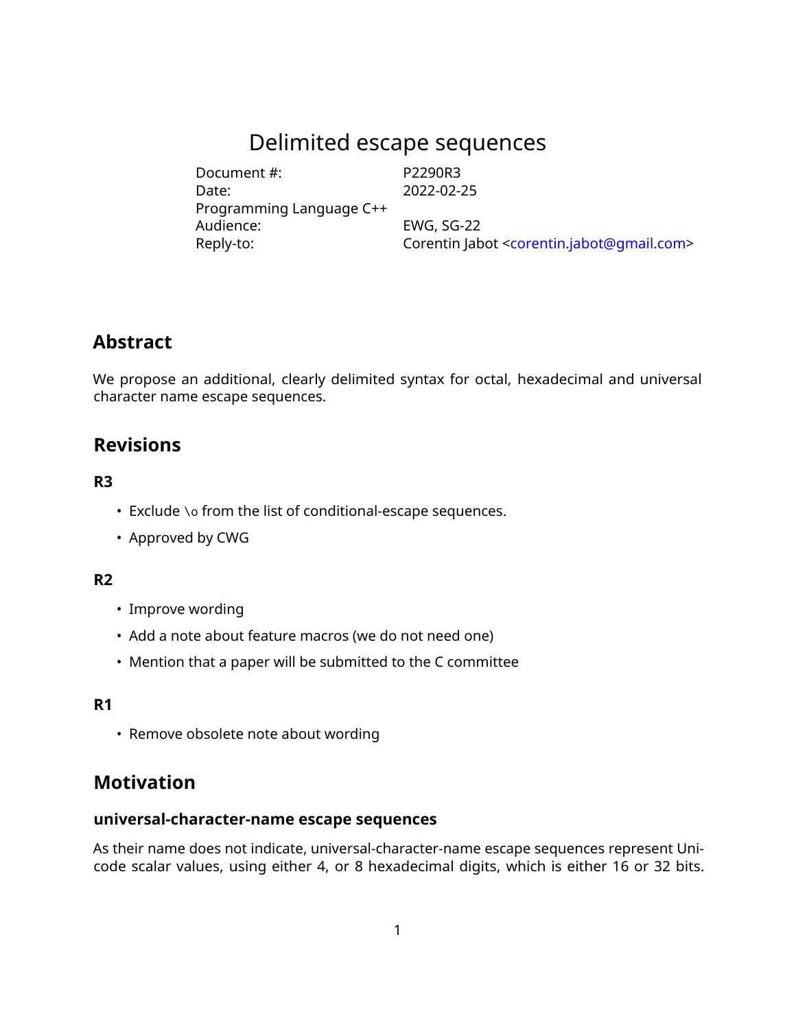# Delimited escape sequences

| | |
|---|---|
| Document #: | P2290R3 |
| Date: | 2022-02-25 |
| Programming Language C++ | |
| Audience: | EWG, SG-22 |
| Reply-to: | Corentin Jabot <corentin.jabot@gmail.com> |

## Abstract

We propose an additional, clearly delimited syntax for octal, hexadecimal and universal character name escape sequences.

## Revisions

### R3

- Exclude `\o` from the list of conditional-escape sequences.
- Approved by CWG

### R2

- Improve wording
- Add a note about feature macros (we do not need one)
- Mention that a paper will be submitted to the C committee

### R1

- Remove obsolete note about wording

## Motivation

### universal-character-name escape sequences

As their name does not indicate, universal-character-name escape sequences represent Unicode scalar values, using either 4, or 8 hexadecimal digits, which is either 16 or 32 bits.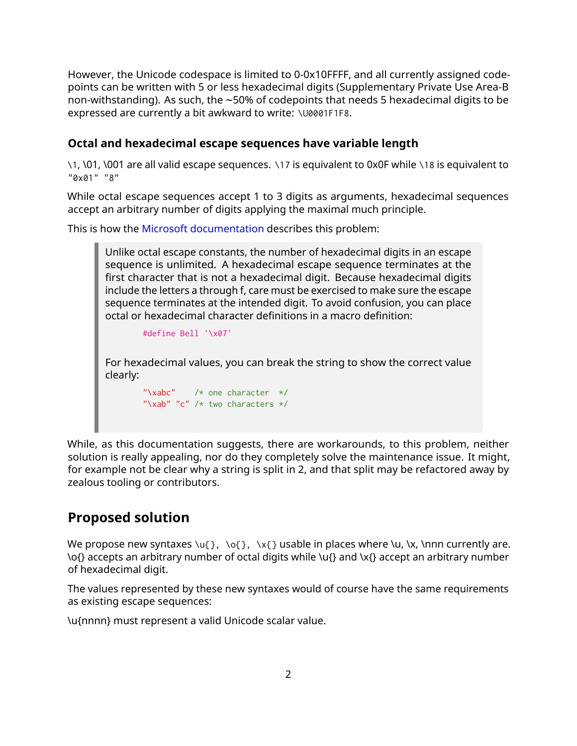However, the Unicode codespace is limited to 0-0x10FFFF, and all currently assigned codepoints can be written with 5 or less hexadecimal digits (Supplementary Private Use Area-B non-withstanding). As such, the ~50% of codepoints that needs 5 hexadecimal digits to be expressed are currently a bit awkward to write: `\U0001F1F8`.

### Octal and hexadecimal escape sequences have variable length

`\1`, \01, \001 are all valid escape sequences. `\17` is equivalent to 0x0F while `\18` is equivalent to `"0x01" "8"`

While octal escape sequences accept 1 to 3 digits as arguments, hexadecimal sequences accept an arbitrary number of digits applying the maximal much principle.

This is how the Microsoft documentation describes this problem:

> Unlike octal escape constants, the number of hexadecimal digits in an escape sequence is unlimited. A hexadecimal escape sequence terminates at the first character that is not a hexadecimal digit. Because hexadecimal digits include the letters a through f, care must be exercised to make sure the escape sequence terminates at the intended digit. To avoid confusion, you can place octal or hexadecimal character definitions in a macro definition:
>
> ```
> #define Bell '\x07'
> ```
>
> For hexadecimal values, you can break the string to show the correct value clearly:
>
> ```
> "\xabc"    /* one character  */
> "\xab" "c" /* two characters */
> ```

While, as this documentation suggests, there are workarounds, to this problem, neither solution is really appealing, nor do they completely solve the maintenance issue. It might, for example not be clear why a string is split in 2, and that split may be refactored away by zealous tooling or contributors.

## Proposed solution

We propose new syntaxes `\u{}`, `\o{}`, `\x{}` usable in places where \u, \x, \nnn currently are. \o{} accepts an arbitrary number of octal digits while \u{} and \x{} accept an arbitrary number of hexadecimal digit.

The values represented by these new syntaxes would of course have the same requirements as existing escape sequences:

\u{nnnn} must represent a valid Unicode scalar value.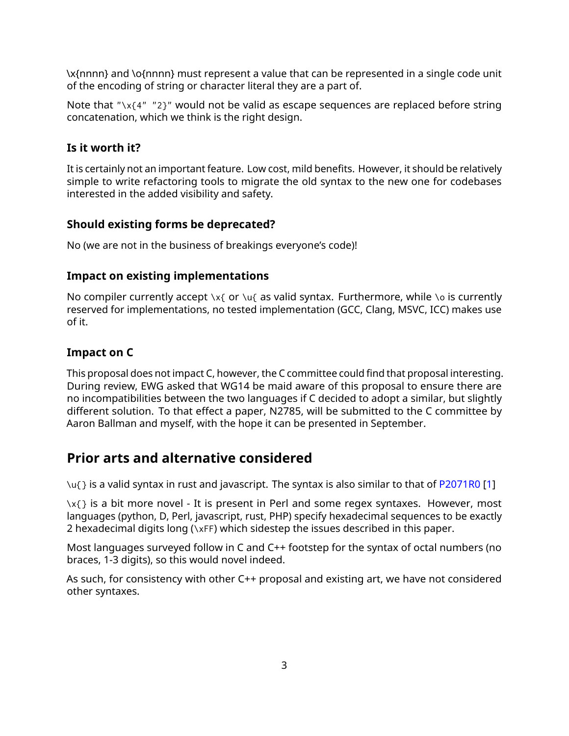\x{nnnn} and \o{nnnn} must represent a value that can be represented in a single code unit of the encoding of string or character literal they are a part of.

Note that `"\x{4" "2}"` would not be valid as escape sequences are replaced before string concatenation, which we think is the right design.

### Is it worth it?

It is certainly not an important feature. Low cost, mild benefits. However, it should be relatively simple to write refactoring tools to migrate the old syntax to the new one for codebases interested in the added visibility and safety.

### Should existing forms be deprecated?

No (we are not in the business of breakings everyone's code)!

### Impact on existing implementations

No compiler currently accept `\x{` or `\u{` as valid syntax. Furthermore, while `\o` is currently reserved for implementations, no tested implementation (GCC, Clang, MSVC, ICC) makes use of it.

### Impact on C

This proposal does not impact C, however, the C committee could find that proposal interesting. During review, EWG asked that WG14 be maid aware of this proposal to ensure there are no incompatibilities between the two languages if C decided to adopt a similar, but slightly different solution. To that effect a paper, N2785, will be submitted to the C committee by Aaron Ballman and myself, with the hope it can be presented in September.

## Prior arts and alternative considered

`\u{}` is a valid syntax in rust and javascript. The syntax is also similar to that of P2071R0 [1]

`\x{}` is a bit more novel - It is present in Perl and some regex syntaxes. However, most languages (python, D, Perl, javascript, rust, PHP) specify hexadecimal sequences to be exactly 2 hexadecimal digits long (`\xFF`) which sidestep the issues described in this paper.

Most languages surveyed follow in C and C++ footstep for the syntax of octal numbers (no braces, 1-3 digits), so this would novel indeed.

As such, for consistency with other C++ proposal and existing art, we have not considered other syntaxes.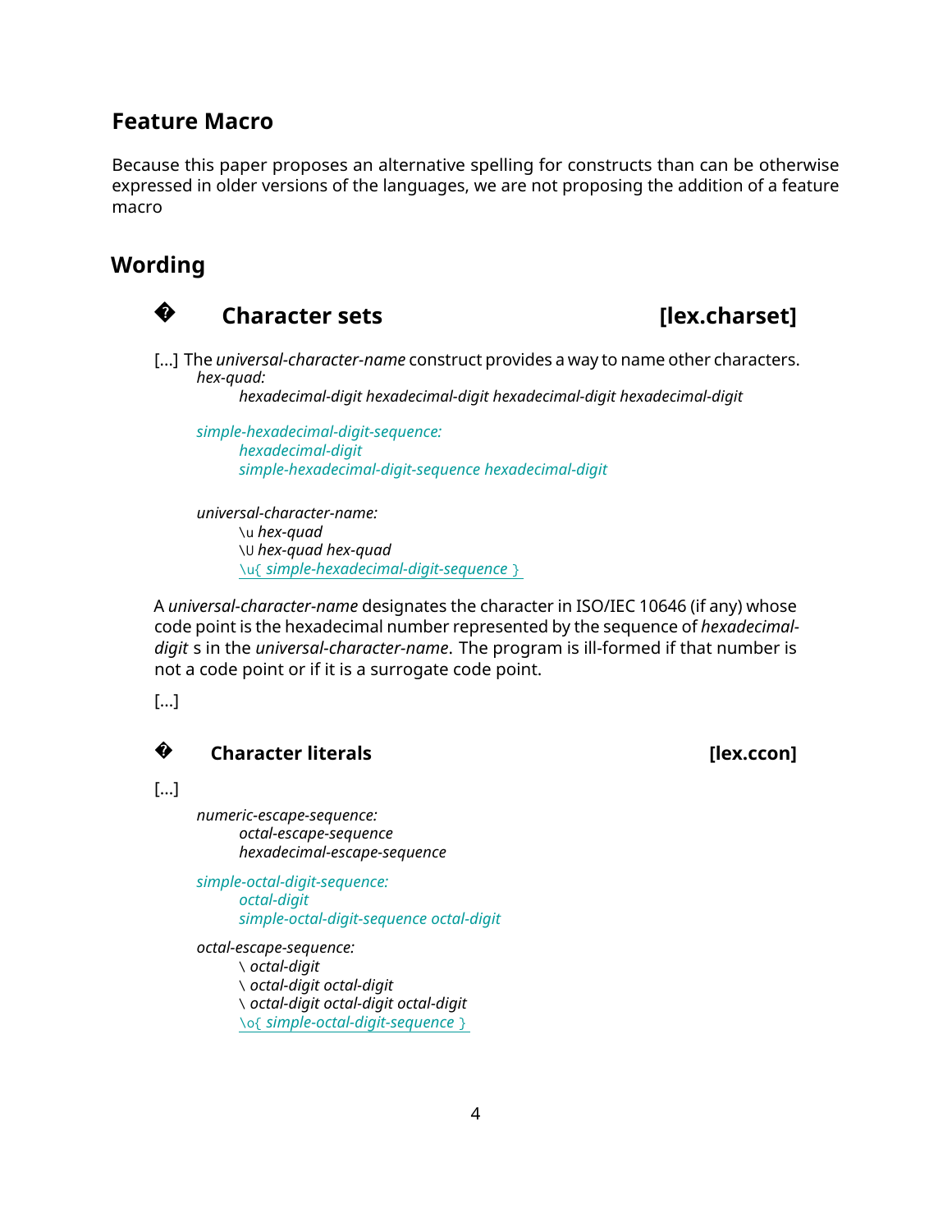## Feature Macro

Because this paper proposes an alternative spelling for constructs than can be otherwise expressed in older versions of the languages, we are not proposing the addition of a feature macro

## Wording

### � Character sets [lex.charset]

[...] The *universal-character-name* construct provides a way to name other characters.

*hex-quad:*
    *hexadecimal-digit hexadecimal-digit hexadecimal-digit hexadecimal-digit*

*simple-hexadecimal-digit-sequence:*
    *hexadecimal-digit*
    *simple-hexadecimal-digit-sequence hexadecimal-digit*

*universal-character-name:*
    `\u` *hex-quad*
    `\U` *hex-quad hex-quad*
    `\u{` *simple-hexadecimal-digit-sequence* `}`

A *universal-character-name* designates the character in ISO/IEC 10646 (if any) whose code point is the hexadecimal number represented by the sequence of *hexadecimal-digit* s in the *universal-character-name*. The program is ill-formed if that number is not a code point or if it is a surrogate code point.

[...]

### � Character literals [lex.ccon]

[...]

*numeric-escape-sequence:*
    *octal-escape-sequence*
    *hexadecimal-escape-sequence*

*simple-octal-digit-sequence:*
    *octal-digit*
    *simple-octal-digit-sequence octal-digit*

*octal-escape-sequence:*
    `\` *octal-digit*
    `\` *octal-digit octal-digit*
    `\` *octal-digit octal-digit octal-digit*
    `\o{` *simple-octal-digit-sequence* `}`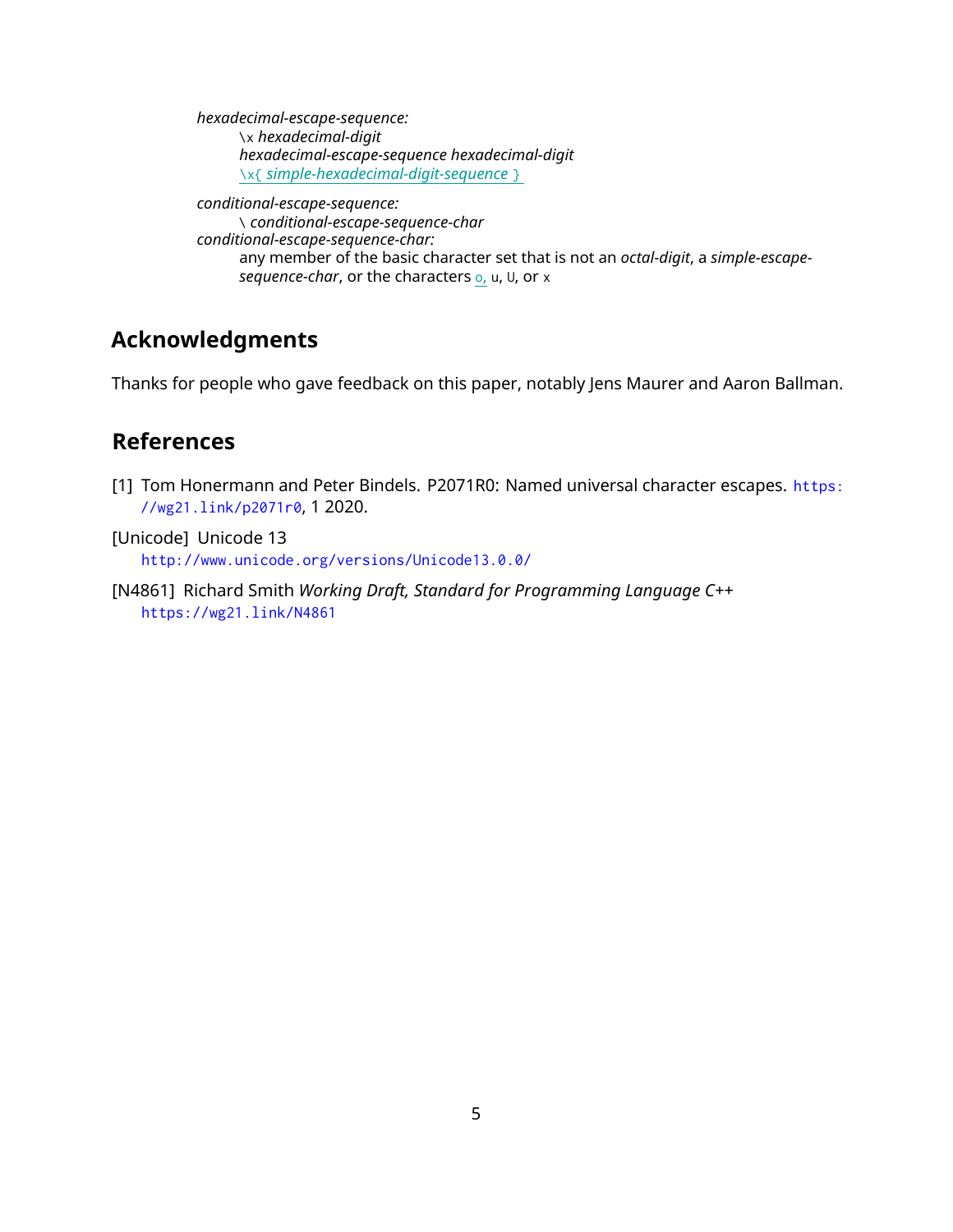*hexadecimal-escape-sequence:*
  `\x` *hexadecimal-digit*
  *hexadecimal-escape-sequence hexadecimal-digit*
  `\x{` *simple-hexadecimal-digit-sequence* `}`

*conditional-escape-sequence:*
  `\` *conditional-escape-sequence-char*
*conditional-escape-sequence-char:*
  any member of the basic character set that is not an *octal-digit*, a *simple-escape-sequence-char*, or the characters `o`, `u`, `U`, or `x`

## Acknowledgments

Thanks for people who gave feedback on this paper, notably Jens Maurer and Aaron Ballman.

## References

[1] Tom Honermann and Peter Bindels. P2071R0: Named universal character escapes. https://wg21.link/p2071r0, 1 2020.

[Unicode] Unicode 13
http://www.unicode.org/versions/Unicode13.0.0/

[N4861] Richard Smith *Working Draft, Standard for Programming Language C++*
https://wg21.link/N4861